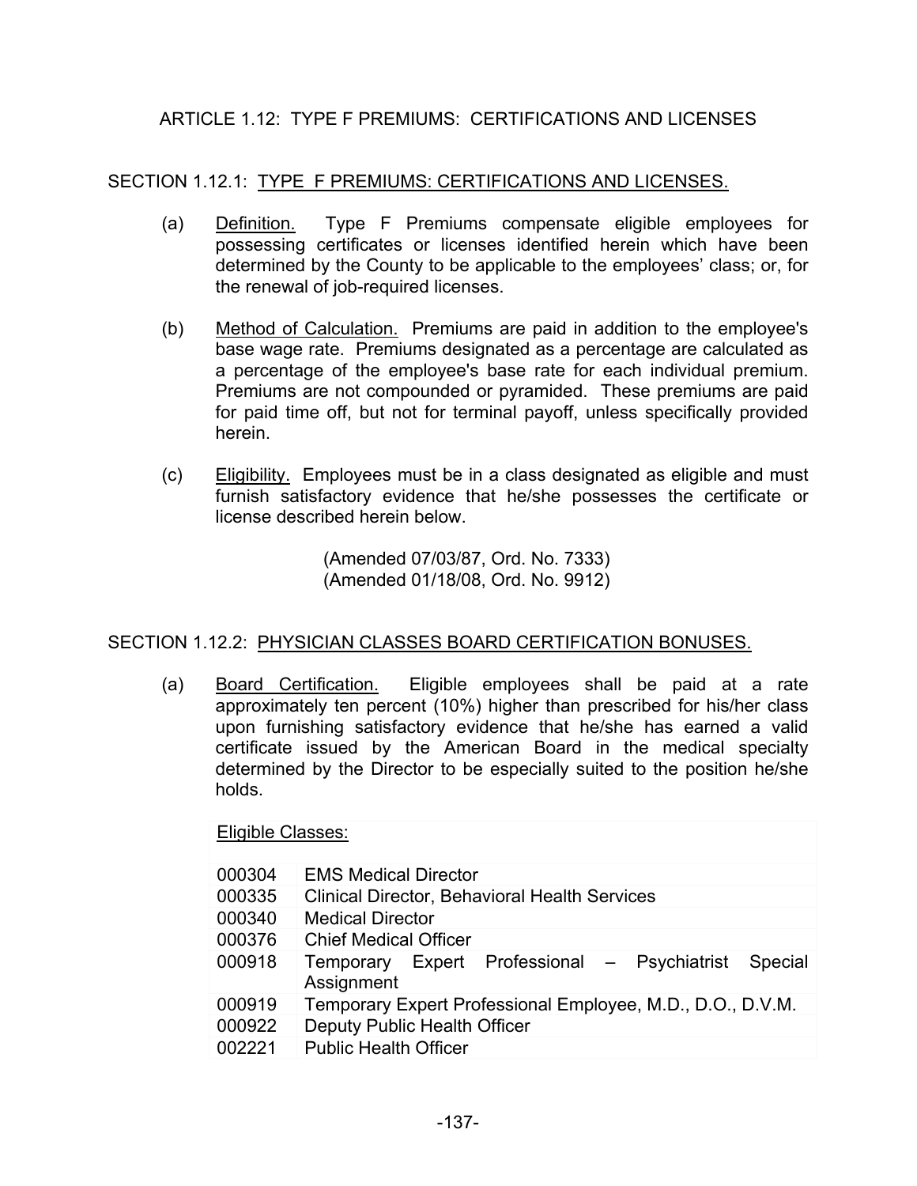# ARTICLE 1.12: TYPE F PREMIUMS: CERTIFICATIONS AND LICENSES

## SECTION 1.12.1: TYPE F PREMIUMS: CERTIFICATIONS AND LICENSES.

(a) Definition. Type F Premiums compensate eligible employees for possessing certificates or licenses identified herein which have been determined by the County to be applicable to the employees' class; or, for the renewal of job-required licenses.

(b) Method of Calculation. Premiums are paid in addition to the employee's base wage rate. Premiums designated as a percentage are calculated as a percentage of the employee's base rate for each individual premium. Premiums are not compounded or pyramided. These premiums are paid for paid time off, but not for terminal payoff, unless specifically provided herein.

(c) Eligibility. Employees must be in a class designated as eligible and must furnish satisfactory evidence that he/she possesses the certificate or license described herein below.

(Amended 07/03/87, Ord. No. 7333)
(Amended 01/18/08, Ord. No. 9912)

## SECTION 1.12.2: PHYSICIAN CLASSES BOARD CERTIFICATION BONUSES.

(a) Board Certification. Eligible employees shall be paid at a rate approximately ten percent (10%) higher than prescribed for his/her class upon furnishing satisfactory evidence that he/she has earned a valid certificate issued by the American Board in the medical specialty determined by the Director to be especially suited to the position he/she holds.

| Eligible Classes: | |
|---|---|
| 000304 | EMS Medical Director |
| 000335 | Clinical Director, Behavioral Health Services |
| 000340 | Medical Director |
| 000376 | Chief Medical Officer |
| 000918 | Temporary Expert Professional – Psychiatrist Special Assignment |
| 000919 | Temporary Expert Professional Employee, M.D., D.O., D.V.M. |
| 000922 | Deputy Public Health Officer |
| 002221 | Public Health Officer |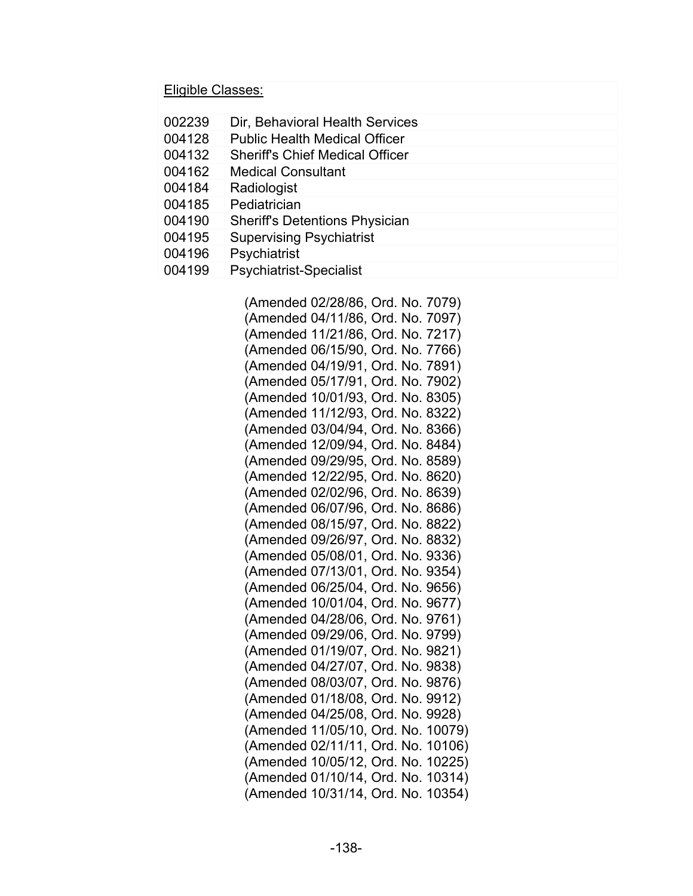Eligible Classes:

| | |
|---|---|
| 002239 | Dir, Behavioral Health Services |
| 004128 | Public Health Medical Officer |
| 004132 | Sheriff's Chief Medical Officer |
| 004162 | Medical Consultant |
| 004184 | Radiologist |
| 004185 | Pediatrician |
| 004190 | Sheriff's Detentions Physician |
| 004195 | Supervising Psychiatrist |
| 004196 | Psychiatrist |
| 004199 | Psychiatrist-Specialist |

(Amended 02/28/86, Ord. No. 7079)
(Amended 04/11/86, Ord. No. 7097)
(Amended 11/21/86, Ord. No. 7217)
(Amended 06/15/90, Ord. No. 7766)
(Amended 04/19/91, Ord. No. 7891)
(Amended 05/17/91, Ord. No. 7902)
(Amended 10/01/93, Ord. No. 8305)
(Amended 11/12/93, Ord. No. 8322)
(Amended 03/04/94, Ord. No. 8366)
(Amended 12/09/94, Ord. No. 8484)
(Amended 09/29/95, Ord. No. 8589)
(Amended 12/22/95, Ord. No. 8620)
(Amended 02/02/96, Ord. No. 8639)
(Amended 06/07/96, Ord. No. 8686)
(Amended 08/15/97, Ord. No. 8822)
(Amended 09/26/97, Ord. No. 8832)
(Amended 05/08/01, Ord. No. 9336)
(Amended 07/13/01, Ord. No. 9354)
(Amended 06/25/04, Ord. No. 9656)
(Amended 10/01/04, Ord. No. 9677)
(Amended 04/28/06, Ord. No. 9761)
(Amended 09/29/06, Ord. No. 9799)
(Amended 01/19/07, Ord. No. 9821)
(Amended 04/27/07, Ord. No. 9838)
(Amended 08/03/07, Ord. No. 9876)
(Amended 01/18/08, Ord. No. 9912)
(Amended 04/25/08, Ord. No. 9928)
(Amended 11/05/10, Ord. No. 10079)
(Amended 02/11/11, Ord. No. 10106)
(Amended 10/05/12, Ord. No. 10225)
(Amended 01/10/14, Ord. No. 10314)
(Amended 10/31/14, Ord. No. 10354)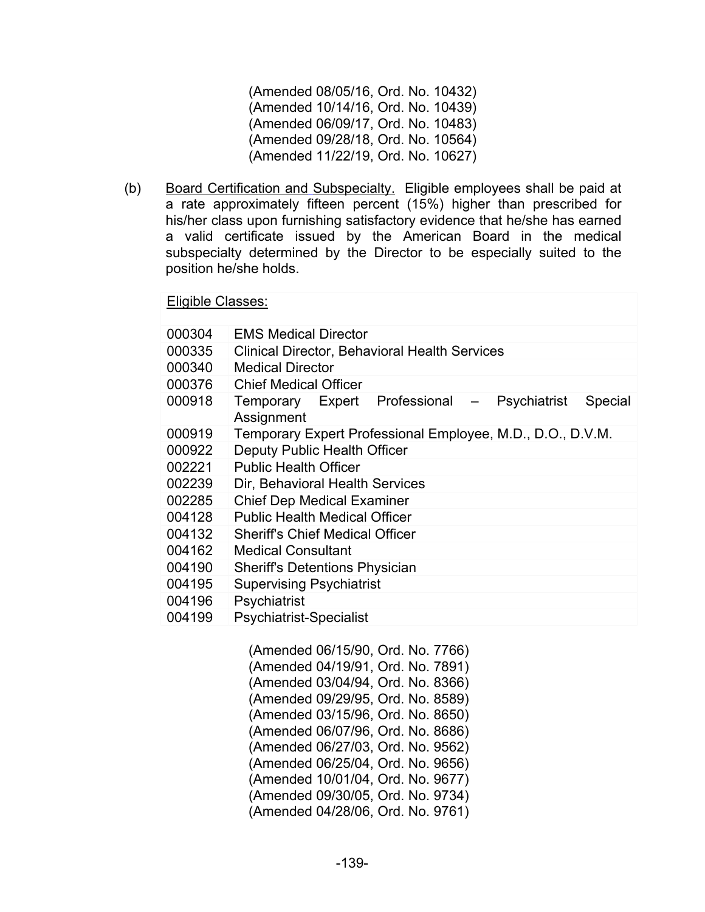(Amended 08/05/16, Ord. No. 10432)
(Amended 10/14/16, Ord. No. 10439)
(Amended 06/09/17, Ord. No. 10483)
(Amended 09/28/18, Ord. No. 10564)
(Amended 11/22/19, Ord. No. 10627)

(b) Board Certification and Subspecialty. Eligible employees shall be paid at a rate approximately fifteen percent (15%) higher than prescribed for his/her class upon furnishing satisfactory evidence that he/she has earned a valid certificate issued by the American Board in the medical subspecialty determined by the Director to be especially suited to the position he/she holds.

| Eligible Classes: | |
|---|---|
| 000304 | EMS Medical Director |
| 000335 | Clinical Director, Behavioral Health Services |
| 000340 | Medical Director |
| 000376 | Chief Medical Officer |
| 000918 | Temporary Expert Professional – Psychiatrist Special Assignment |
| 000919 | Temporary Expert Professional Employee, M.D., D.O., D.V.M. |
| 000922 | Deputy Public Health Officer |
| 002221 | Public Health Officer |
| 002239 | Dir, Behavioral Health Services |
| 002285 | Chief Dep Medical Examiner |
| 004128 | Public Health Medical Officer |
| 004132 | Sheriff's Chief Medical Officer |
| 004162 | Medical Consultant |
| 004190 | Sheriff's Detentions Physician |
| 004195 | Supervising Psychiatrist |
| 004196 | Psychiatrist |
| 004199 | Psychiatrist-Specialist |

(Amended 06/15/90, Ord. No. 7766)
(Amended 04/19/91, Ord. No. 7891)
(Amended 03/04/94, Ord. No. 8366)
(Amended 09/29/95, Ord. No. 8589)
(Amended 03/15/96, Ord. No. 8650)
(Amended 06/07/96, Ord. No. 8686)
(Amended 06/27/03, Ord. No. 9562)
(Amended 06/25/04, Ord. No. 9656)
(Amended 10/01/04, Ord. No. 9677)
(Amended 09/30/05, Ord. No. 9734)
(Amended 04/28/06, Ord. No. 9761)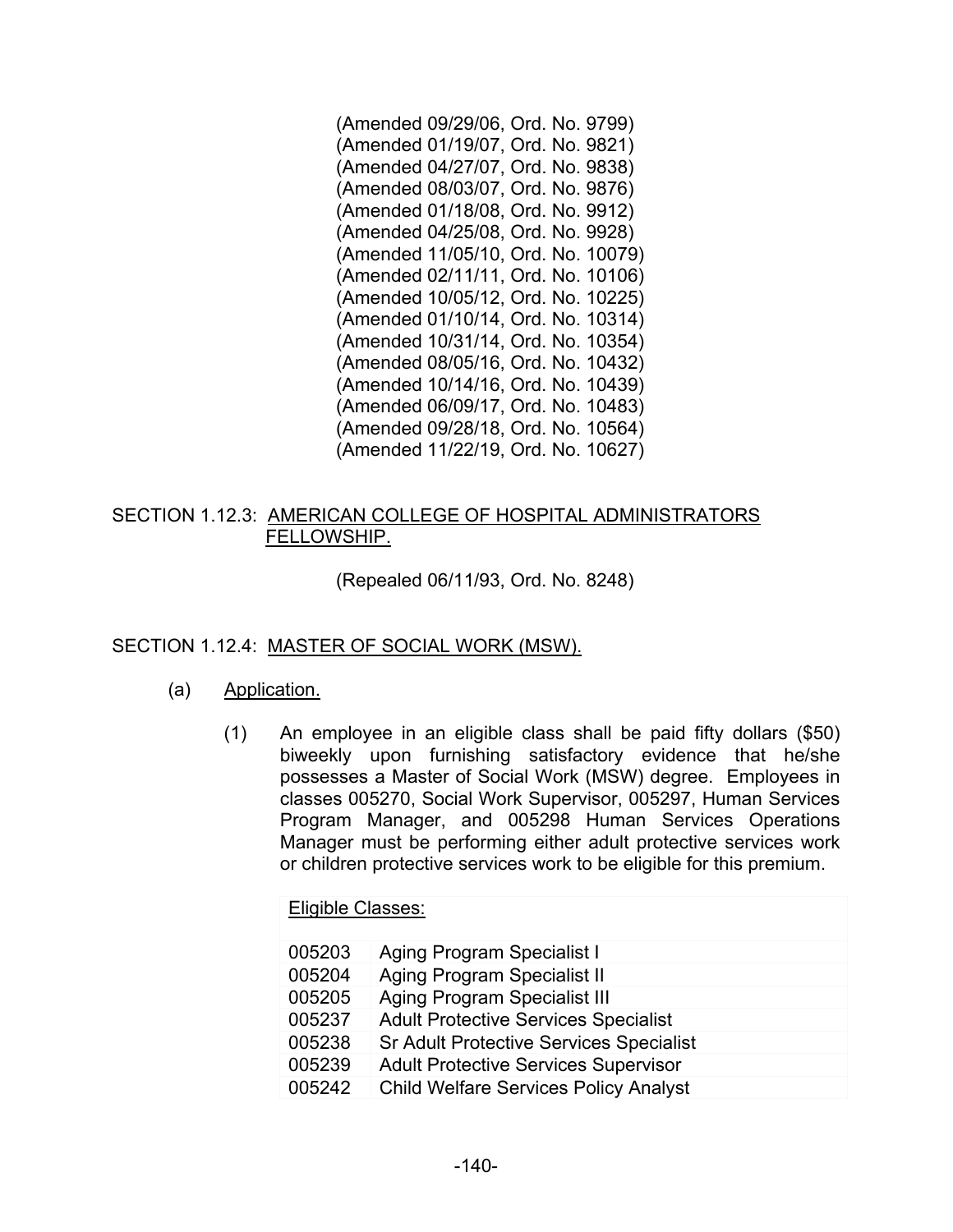(Amended 09/29/06, Ord. No. 9799)
(Amended 01/19/07, Ord. No. 9821)
(Amended 04/27/07, Ord. No. 9838)
(Amended 08/03/07, Ord. No. 9876)
(Amended 01/18/08, Ord. No. 9912)
(Amended 04/25/08, Ord. No. 9928)
(Amended 11/05/10, Ord. No. 10079)
(Amended 02/11/11, Ord. No. 10106)
(Amended 10/05/12, Ord. No. 10225)
(Amended 01/10/14, Ord. No. 10314)
(Amended 10/31/14, Ord. No. 10354)
(Amended 08/05/16, Ord. No. 10432)
(Amended 10/14/16, Ord. No. 10439)
(Amended 06/09/17, Ord. No. 10483)
(Amended 09/28/18, Ord. No. 10564)
(Amended 11/22/19, Ord. No. 10627)

## SECTION 1.12.3: AMERICAN COLLEGE OF HOSPITAL ADMINISTRATORS FELLOWSHIP.

(Repealed 06/11/93, Ord. No. 8248)

## SECTION 1.12.4: MASTER OF SOCIAL WORK (MSW).

(a) Application.

(1) An employee in an eligible class shall be paid fifty dollars ($50) biweekly upon furnishing satisfactory evidence that he/she possesses a Master of Social Work (MSW) degree. Employees in classes 005270, Social Work Supervisor, 005297, Human Services Program Manager, and 005298 Human Services Operations Manager must be performing either adult protective services work or children protective services work to be eligible for this premium.

| Eligible Classes: | |
|---|---|
| 005203 | Aging Program Specialist I |
| 005204 | Aging Program Specialist II |
| 005205 | Aging Program Specialist III |
| 005237 | Adult Protective Services Specialist |
| 005238 | Sr Adult Protective Services Specialist |
| 005239 | Adult Protective Services Supervisor |
| 005242 | Child Welfare Services Policy Analyst |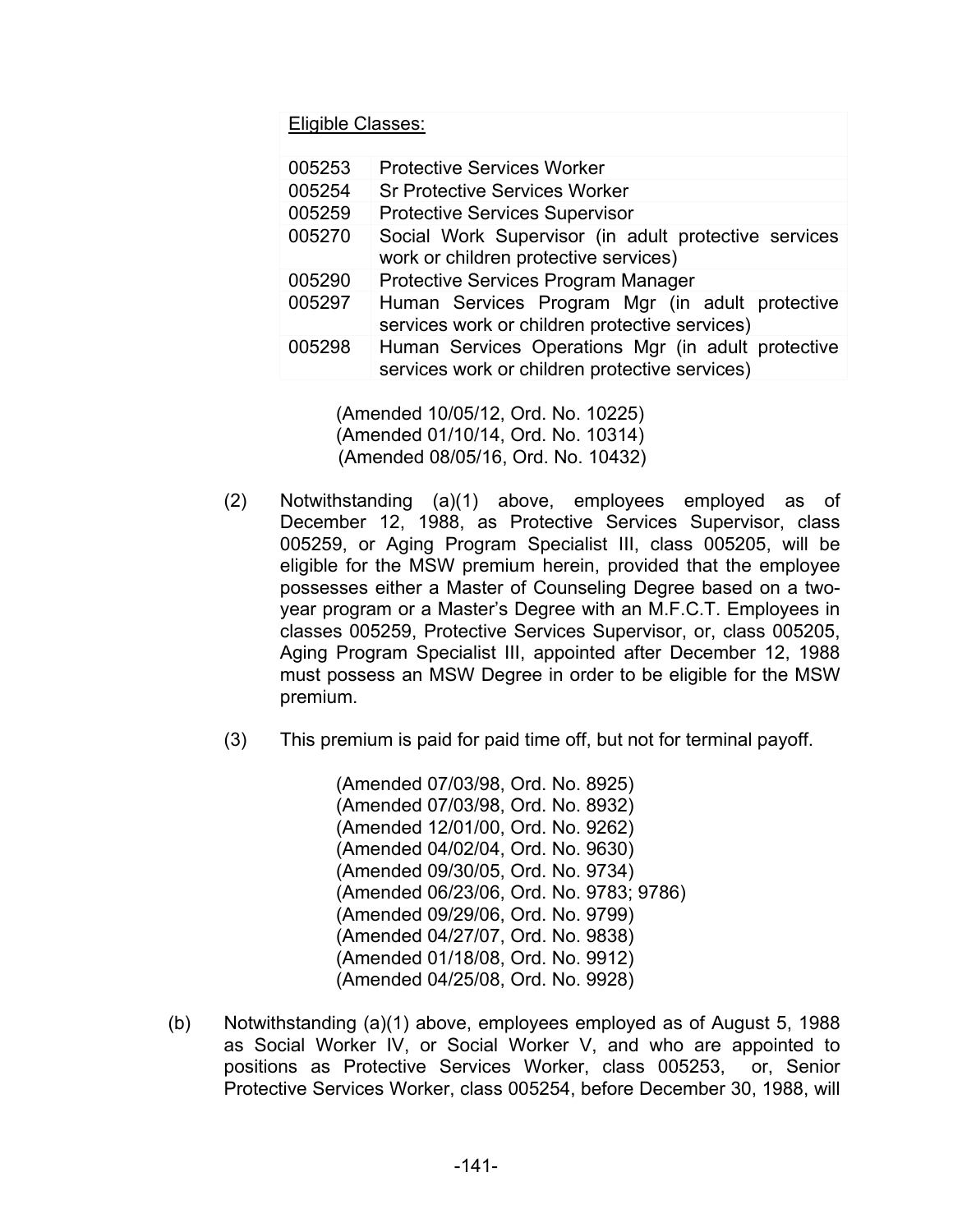| Eligible Classes: | |
|---|---|
| 005253 | Protective Services Worker |
| 005254 | Sr Protective Services Worker |
| 005259 | Protective Services Supervisor |
| 005270 | Social Work Supervisor (in adult protective services work or children protective services) |
| 005290 | Protective Services Program Manager |
| 005297 | Human Services Program Mgr (in adult protective services work or children protective services) |
| 005298 | Human Services Operations Mgr (in adult protective services work or children protective services) |

(Amended 10/05/12, Ord. No. 10225)
(Amended 01/10/14, Ord. No. 10314)
(Amended 08/05/16, Ord. No. 10432)

(2) Notwithstanding (a)(1) above, employees employed as of December 12, 1988, as Protective Services Supervisor, class 005259, or Aging Program Specialist III, class 005205, will be eligible for the MSW premium herein, provided that the employee possesses either a Master of Counseling Degree based on a two-year program or a Master's Degree with an M.F.C.T. Employees in classes 005259, Protective Services Supervisor, or, class 005205, Aging Program Specialist III, appointed after December 12, 1988 must possess an MSW Degree in order to be eligible for the MSW premium.

(3) This premium is paid for paid time off, but not for terminal payoff.

(Amended 07/03/98, Ord. No. 8925)
(Amended 07/03/98, Ord. No. 8932)
(Amended 12/01/00, Ord. No. 9262)
(Amended 04/02/04, Ord. No. 9630)
(Amended 09/30/05, Ord. No. 9734)
(Amended 06/23/06, Ord. No. 9783; 9786)
(Amended 09/29/06, Ord. No. 9799)
(Amended 04/27/07, Ord. No. 9838)
(Amended 01/18/08, Ord. No. 9912)
(Amended 04/25/08, Ord. No. 9928)

(b) Notwithstanding (a)(1) above, employees employed as of August 5, 1988 as Social Worker IV, or Social Worker V, and who are appointed to positions as Protective Services Worker, class 005253, or, Senior Protective Services Worker, class 005254, before December 30, 1988, will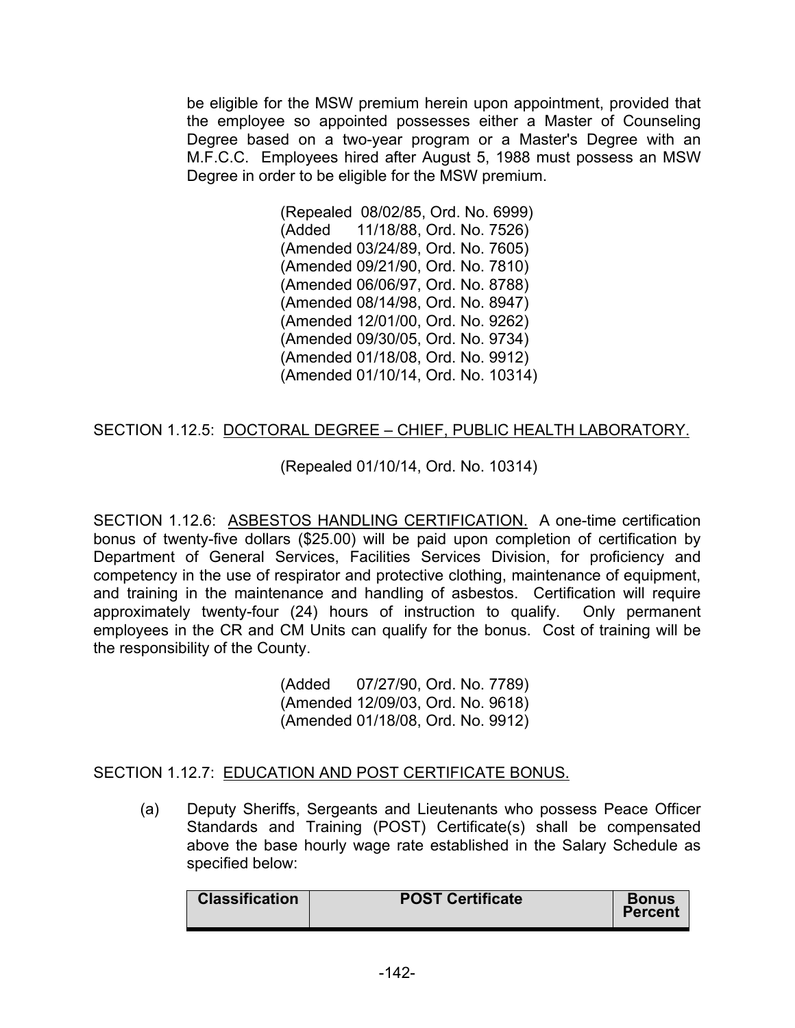be eligible for the MSW premium herein upon appointment, provided that the employee so appointed possesses either a Master of Counseling Degree based on a two-year program or a Master's Degree with an M.F.C.C. Employees hired after August 5, 1988 must possess an MSW Degree in order to be eligible for the MSW premium.

(Repealed 08/02/85, Ord. No. 6999)
(Added 11/18/88, Ord. No. 7526)
(Amended 03/24/89, Ord. No. 7605)
(Amended 09/21/90, Ord. No. 7810)
(Amended 06/06/97, Ord. No. 8788)
(Amended 08/14/98, Ord. No. 8947)
(Amended 12/01/00, Ord. No. 9262)
(Amended 09/30/05, Ord. No. 9734)
(Amended 01/18/08, Ord. No. 9912)
(Amended 01/10/14, Ord. No. 10314)

SECTION 1.12.5: DOCTORAL DEGREE – CHIEF, PUBLIC HEALTH LABORATORY.

(Repealed 01/10/14, Ord. No. 10314)

SECTION 1.12.6: ASBESTOS HANDLING CERTIFICATION. A one-time certification bonus of twenty-five dollars ($25.00) will be paid upon completion of certification by Department of General Services, Facilities Services Division, for proficiency and competency in the use of respirator and protective clothing, maintenance of equipment, and training in the maintenance and handling of asbestos. Certification will require approximately twenty-four (24) hours of instruction to qualify. Only permanent employees in the CR and CM Units can qualify for the bonus. Cost of training will be the responsibility of the County.

(Added 07/27/90, Ord. No. 7789)
(Amended 12/09/03, Ord. No. 9618)
(Amended 01/18/08, Ord. No. 9912)

SECTION 1.12.7: EDUCATION AND POST CERTIFICATE BONUS.

(a) Deputy Sheriffs, Sergeants and Lieutenants who possess Peace Officer Standards and Training (POST) Certificate(s) shall be compensated above the base hourly wage rate established in the Salary Schedule as specified below:

| Classification | POST Certificate | Bonus Percent |
|---|---|---|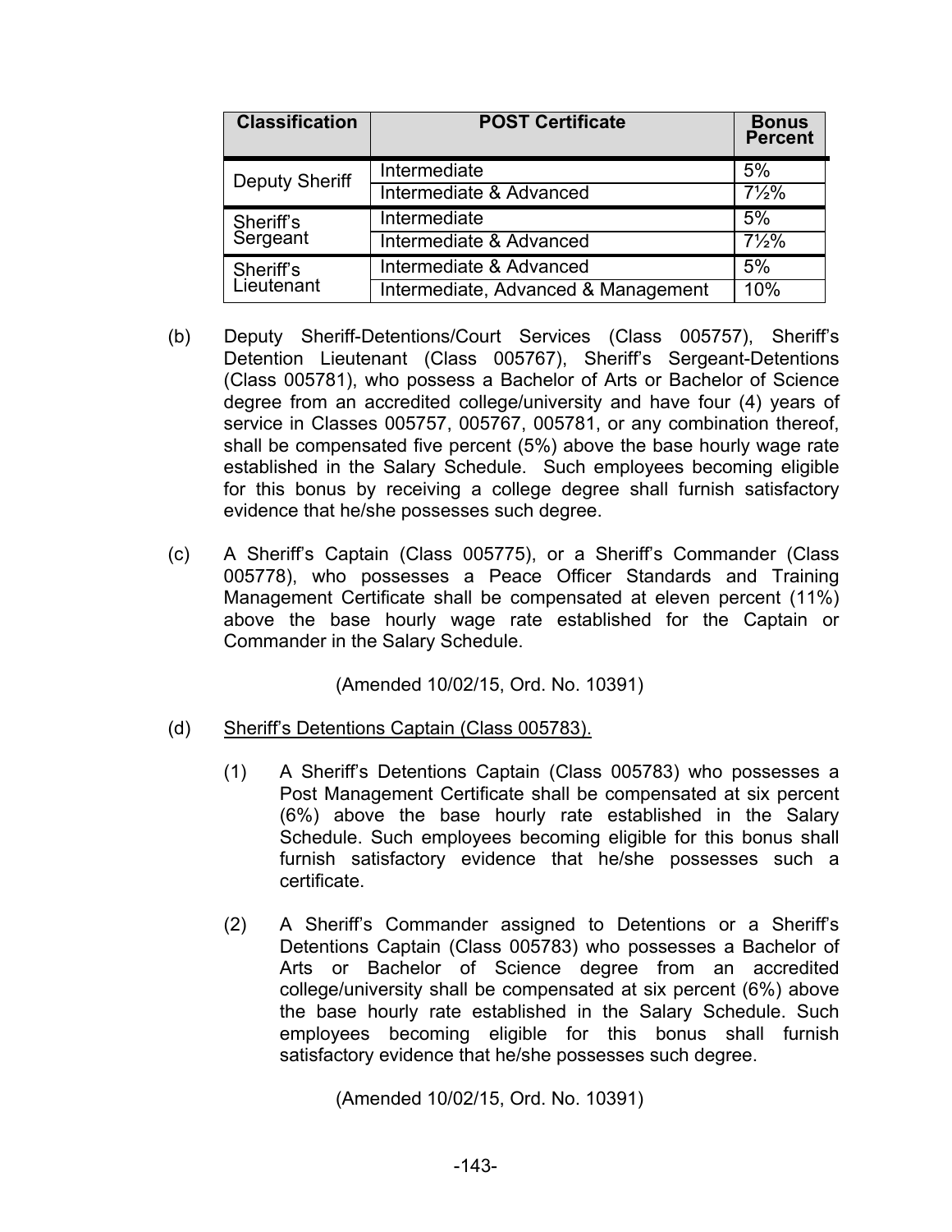| Classification | POST Certificate | Bonus Percent |
|---|---|---|
| Deputy Sheriff | Intermediate | 5% |
| | Intermediate & Advanced | 7½% |
| Sheriff's Sergeant | Intermediate | 5% |
| | Intermediate & Advanced | 7½% |
| Sheriff's Lieutenant | Intermediate & Advanced | 5% |
| | Intermediate, Advanced & Management | 10% |

(b) Deputy Sheriff-Detentions/Court Services (Class 005757), Sheriff's Detention Lieutenant (Class 005767), Sheriff's Sergeant-Detentions (Class 005781), who possess a Bachelor of Arts or Bachelor of Science degree from an accredited college/university and have four (4) years of service in Classes 005757, 005767, 005781, or any combination thereof, shall be compensated five percent (5%) above the base hourly wage rate established in the Salary Schedule. Such employees becoming eligible for this bonus by receiving a college degree shall furnish satisfactory evidence that he/she possesses such degree.

(c) A Sheriff's Captain (Class 005775), or a Sheriff's Commander (Class 005778), who possesses a Peace Officer Standards and Training Management Certificate shall be compensated at eleven percent (11%) above the base hourly wage rate established for the Captain or Commander in the Salary Schedule.

(Amended 10/02/15, Ord. No. 10391)

(d) Sheriff's Detentions Captain (Class 005783).

(1) A Sheriff's Detentions Captain (Class 005783) who possesses a Post Management Certificate shall be compensated at six percent (6%) above the base hourly rate established in the Salary Schedule. Such employees becoming eligible for this bonus shall furnish satisfactory evidence that he/she possesses such a certificate.

(2) A Sheriff's Commander assigned to Detentions or a Sheriff's Detentions Captain (Class 005783) who possesses a Bachelor of Arts or Bachelor of Science degree from an accredited college/university shall be compensated at six percent (6%) above the base hourly rate established in the Salary Schedule. Such employees becoming eligible for this bonus shall furnish satisfactory evidence that he/she possesses such degree.

(Amended 10/02/15, Ord. No. 10391)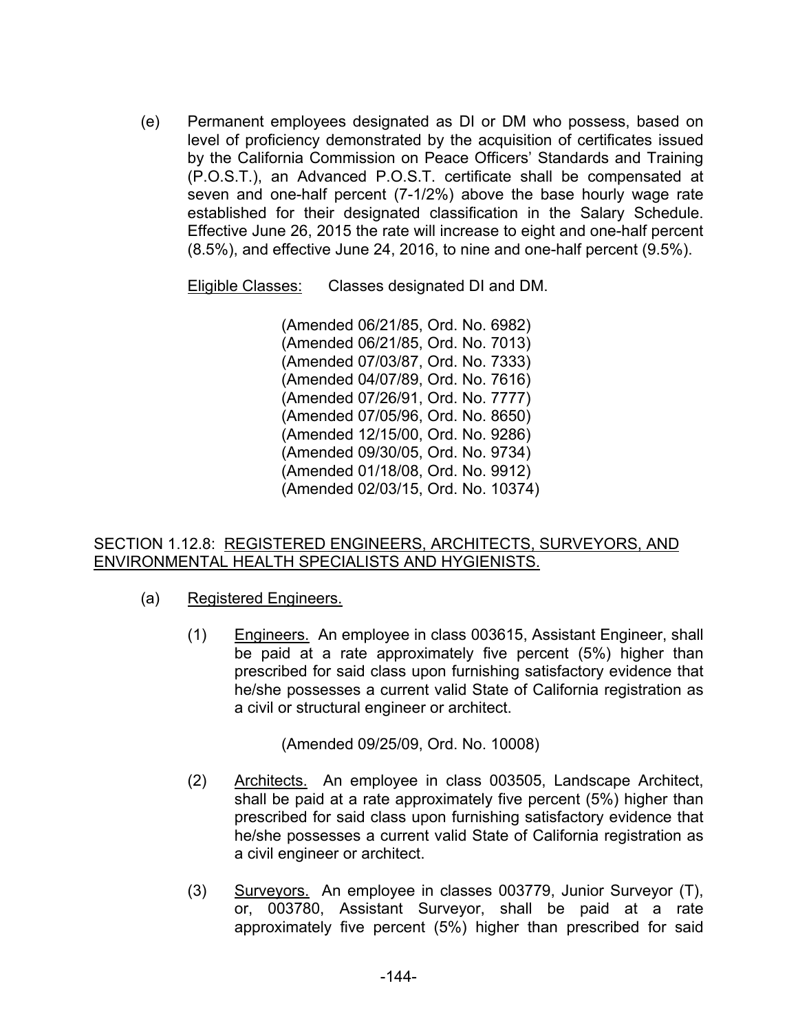(e) Permanent employees designated as DI or DM who possess, based on level of proficiency demonstrated by the acquisition of certificates issued by the California Commission on Peace Officers' Standards and Training (P.O.S.T.), an Advanced P.O.S.T. certificate shall be compensated at seven and one-half percent (7-1/2%) above the base hourly wage rate established for their designated classification in the Salary Schedule. Effective June 26, 2015 the rate will increase to eight and one-half percent (8.5%), and effective June 24, 2016, to nine and one-half percent (9.5%).

<u>Eligible Classes:</u> Classes designated DI and DM.

(Amended 06/21/85, Ord. No. 6982)
(Amended 06/21/85, Ord. No. 7013)
(Amended 07/03/87, Ord. No. 7333)
(Amended 04/07/89, Ord. No. 7616)
(Amended 07/26/91, Ord. No. 7777)
(Amended 07/05/96, Ord. No. 8650)
(Amended 12/15/00, Ord. No. 9286)
(Amended 09/30/05, Ord. No. 9734)
(Amended 01/18/08, Ord. No. 9912)
(Amended 02/03/15, Ord. No. 10374)

SECTION 1.12.8: <u>REGISTERED ENGINEERS, ARCHITECTS, SURVEYORS, AND ENVIRONMENTAL HEALTH SPECIALISTS AND HYGIENISTS.</u>

(a) <u>Registered Engineers.</u>

(1) <u>Engineers.</u> An employee in class 003615, Assistant Engineer, shall be paid at a rate approximately five percent (5%) higher than prescribed for said class upon furnishing satisfactory evidence that he/she possesses a current valid State of California registration as a civil or structural engineer or architect.

(Amended 09/25/09, Ord. No. 10008)

(2) <u>Architects.</u> An employee in class 003505, Landscape Architect, shall be paid at a rate approximately five percent (5%) higher than prescribed for said class upon furnishing satisfactory evidence that he/she possesses a current valid State of California registration as a civil engineer or architect.

(3) <u>Surveyors.</u> An employee in classes 003779, Junior Surveyor (T), or, 003780, Assistant Surveyor, shall be paid at a rate approximately five percent (5%) higher than prescribed for said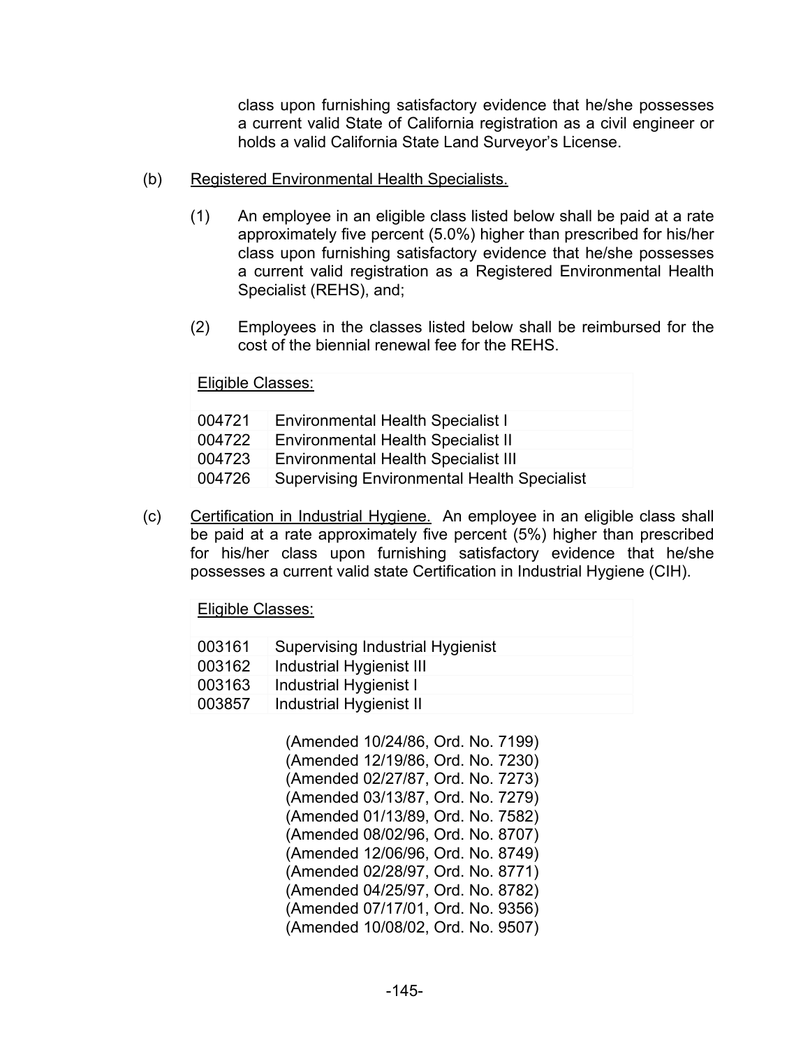class upon furnishing satisfactory evidence that he/she possesses a current valid State of California registration as a civil engineer or holds a valid California State Land Surveyor's License.

(b) Registered Environmental Health Specialists.

(1) An employee in an eligible class listed below shall be paid at a rate approximately five percent (5.0%) higher than prescribed for his/her class upon furnishing satisfactory evidence that he/she possesses a current valid registration as a Registered Environmental Health Specialist (REHS), and;

(2) Employees in the classes listed below shall be reimbursed for the cost of the biennial renewal fee for the REHS.

| Eligible Classes: | |
|---|---|
| 004721 | Environmental Health Specialist I |
| 004722 | Environmental Health Specialist II |
| 004723 | Environmental Health Specialist III |
| 004726 | Supervising Environmental Health Specialist |

(c) Certification in Industrial Hygiene. An employee in an eligible class shall be paid at a rate approximately five percent (5%) higher than prescribed for his/her class upon furnishing satisfactory evidence that he/she possesses a current valid state Certification in Industrial Hygiene (CIH).

| Eligible Classes: | |
|---|---|
| 003161 | Supervising Industrial Hygienist |
| 003162 | Industrial Hygienist III |
| 003163 | Industrial Hygienist I |
| 003857 | Industrial Hygienist II |

(Amended 10/24/86, Ord. No. 7199)
(Amended 12/19/86, Ord. No. 7230)
(Amended 02/27/87, Ord. No. 7273)
(Amended 03/13/87, Ord. No. 7279)
(Amended 01/13/89, Ord. No. 7582)
(Amended 08/02/96, Ord. No. 8707)
(Amended 12/06/96, Ord. No. 8749)
(Amended 02/28/97, Ord. No. 8771)
(Amended 04/25/97, Ord. No. 8782)
(Amended 07/17/01, Ord. No. 9356)
(Amended 10/08/02, Ord. No. 9507)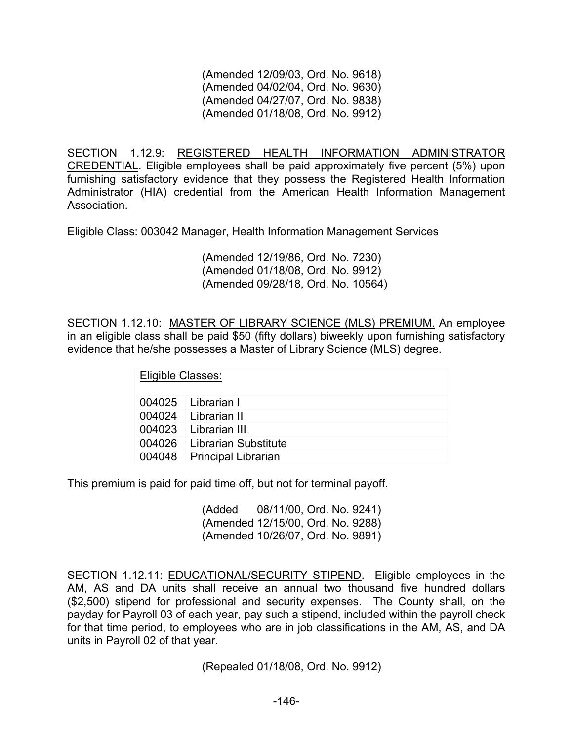(Amended 12/09/03, Ord. No. 9618)
(Amended 04/02/04, Ord. No. 9630)
(Amended 04/27/07, Ord. No. 9838)
(Amended 01/18/08, Ord. No. 9912)

SECTION 1.12.9: REGISTERED HEALTH INFORMATION ADMINISTRATOR CREDENTIAL. Eligible employees shall be paid approximately five percent (5%) upon furnishing satisfactory evidence that they possess the Registered Health Information Administrator (HIA) credential from the American Health Information Management Association.

Eligible Class: 003042 Manager, Health Information Management Services

(Amended 12/19/86, Ord. No. 7230)
(Amended 01/18/08, Ord. No. 9912)
(Amended 09/28/18, Ord. No. 10564)

SECTION 1.12.10: MASTER OF LIBRARY SCIENCE (MLS) PREMIUM. An employee in an eligible class shall be paid $50 (fifty dollars) biweekly upon furnishing satisfactory evidence that he/she possesses a Master of Library Science (MLS) degree.

| Eligible Classes: | |
|---|---|
| 004025 | Librarian I |
| 004024 | Librarian II |
| 004023 | Librarian III |
| 004026 | Librarian Substitute |
| 004048 | Principal Librarian |

This premium is paid for paid time off, but not for terminal payoff.

(Added 08/11/00, Ord. No. 9241)
(Amended 12/15/00, Ord. No. 9288)
(Amended 10/26/07, Ord. No. 9891)

SECTION 1.12.11: EDUCATIONAL/SECURITY STIPEND. Eligible employees in the AM, AS and DA units shall receive an annual two thousand five hundred dollars ($2,500) stipend for professional and security expenses. The County shall, on the payday for Payroll 03 of each year, pay such a stipend, included within the payroll check for that time period, to employees who are in job classifications in the AM, AS, and DA units in Payroll 02 of that year.

(Repealed 01/18/08, Ord. No. 9912)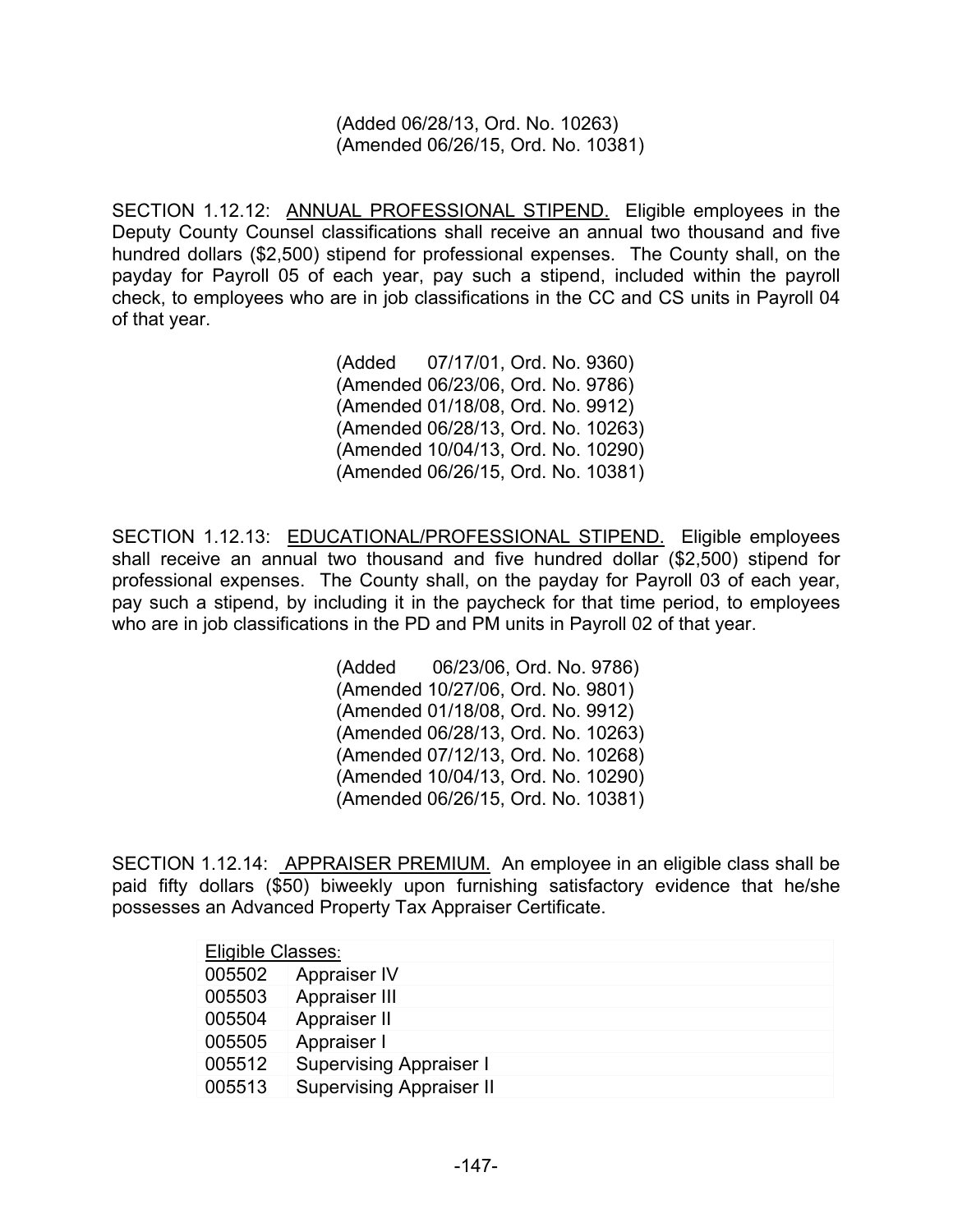(Added 06/28/13, Ord. No. 10263)
(Amended 06/26/15, Ord. No. 10381)

SECTION 1.12.12: <u>ANNUAL PROFESSIONAL STIPEND.</u> Eligible employees in the Deputy County Counsel classifications shall receive an annual two thousand and five hundred dollars ($2,500) stipend for professional expenses. The County shall, on the payday for Payroll 05 of each year, pay such a stipend, included within the payroll check, to employees who are in job classifications in the CC and CS units in Payroll 04 of that year.

(Added 07/17/01, Ord. No. 9360)
(Amended 06/23/06, Ord. No. 9786)
(Amended 01/18/08, Ord. No. 9912)
(Amended 06/28/13, Ord. No. 10263)
(Amended 10/04/13, Ord. No. 10290)
(Amended 06/26/15, Ord. No. 10381)

SECTION 1.12.13: <u>EDUCATIONAL/PROFESSIONAL STIPEND.</u> Eligible employees shall receive an annual two thousand and five hundred dollar ($2,500) stipend for professional expenses. The County shall, on the payday for Payroll 03 of each year, pay such a stipend, by including it in the paycheck for that time period, to employees who are in job classifications in the PD and PM units in Payroll 02 of that year.

(Added 06/23/06, Ord. No. 9786)
(Amended 10/27/06, Ord. No. 9801)
(Amended 01/18/08, Ord. No. 9912)
(Amended 06/28/13, Ord. No. 10263)
(Amended 07/12/13, Ord. No. 10268)
(Amended 10/04/13, Ord. No. 10290)
(Amended 06/26/15, Ord. No. 10381)

SECTION 1.12.14: <u>APPRAISER PREMIUM.</u> An employee in an eligible class shall be paid fifty dollars ($50) biweekly upon furnishing satisfactory evidence that he/she possesses an Advanced Property Tax Appraiser Certificate.

| Eligible Classes: | |
|---|---|
| 005502 | Appraiser IV |
| 005503 | Appraiser III |
| 005504 | Appraiser II |
| 005505 | Appraiser I |
| 005512 | Supervising Appraiser I |
| 005513 | Supervising Appraiser II |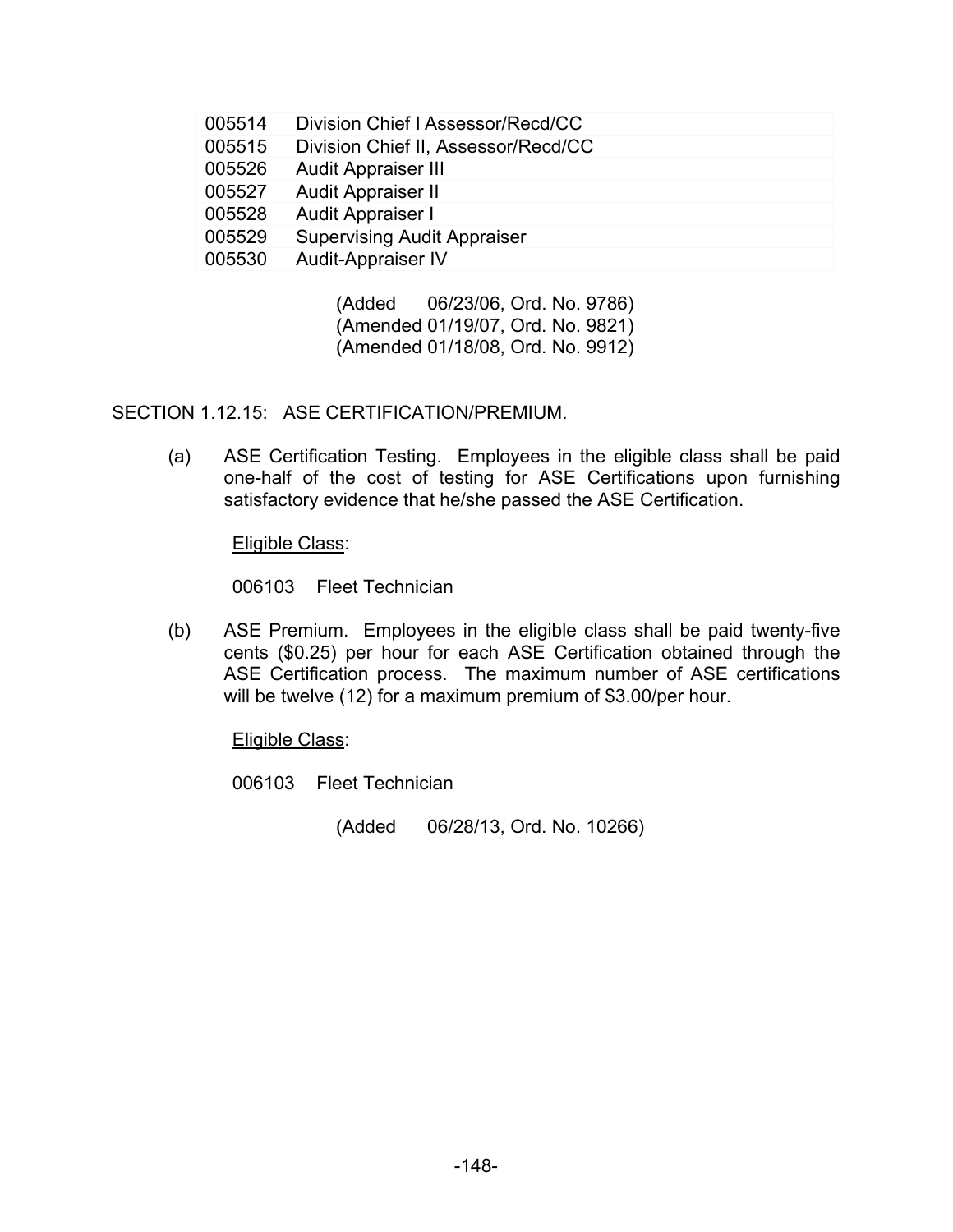| | |
|---|---|
| 005514 | Division Chief I Assessor/Recd/CC |
| 005515 | Division Chief II, Assessor/Recd/CC |
| 005526 | Audit Appraiser III |
| 005527 | Audit Appraiser II |
| 005528 | Audit Appraiser I |
| 005529 | Supervising Audit Appraiser |
| 005530 | Audit-Appraiser IV |

(Added 06/23/06, Ord. No. 9786)
(Amended 01/19/07, Ord. No. 9821)
(Amended 01/18/08, Ord. No. 9912)

SECTION 1.12.15: ASE CERTIFICATION/PREMIUM.

(a) ASE Certification Testing. Employees in the eligible class shall be paid one-half of the cost of testing for ASE Certifications upon furnishing satisfactory evidence that he/she passed the ASE Certification.

Eligible Class:

006103 Fleet Technician

(b) ASE Premium. Employees in the eligible class shall be paid twenty-five cents ($0.25) per hour for each ASE Certification obtained through the ASE Certification process. The maximum number of ASE certifications will be twelve (12) for a maximum premium of $3.00/per hour.

Eligible Class:

006103 Fleet Technician

(Added 06/28/13, Ord. No. 10266)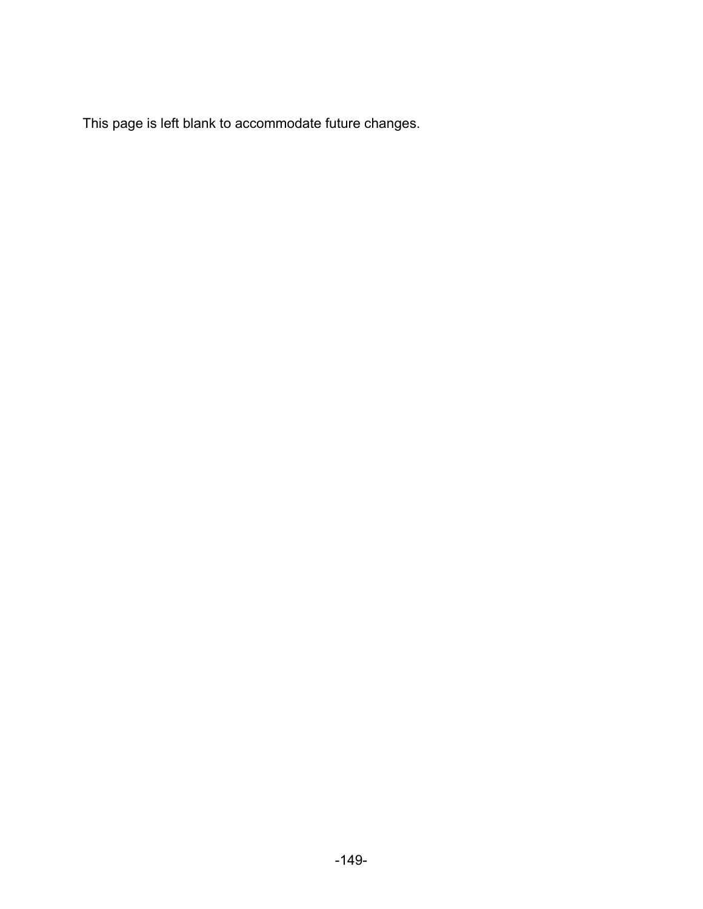This page is left blank to accommodate future changes.